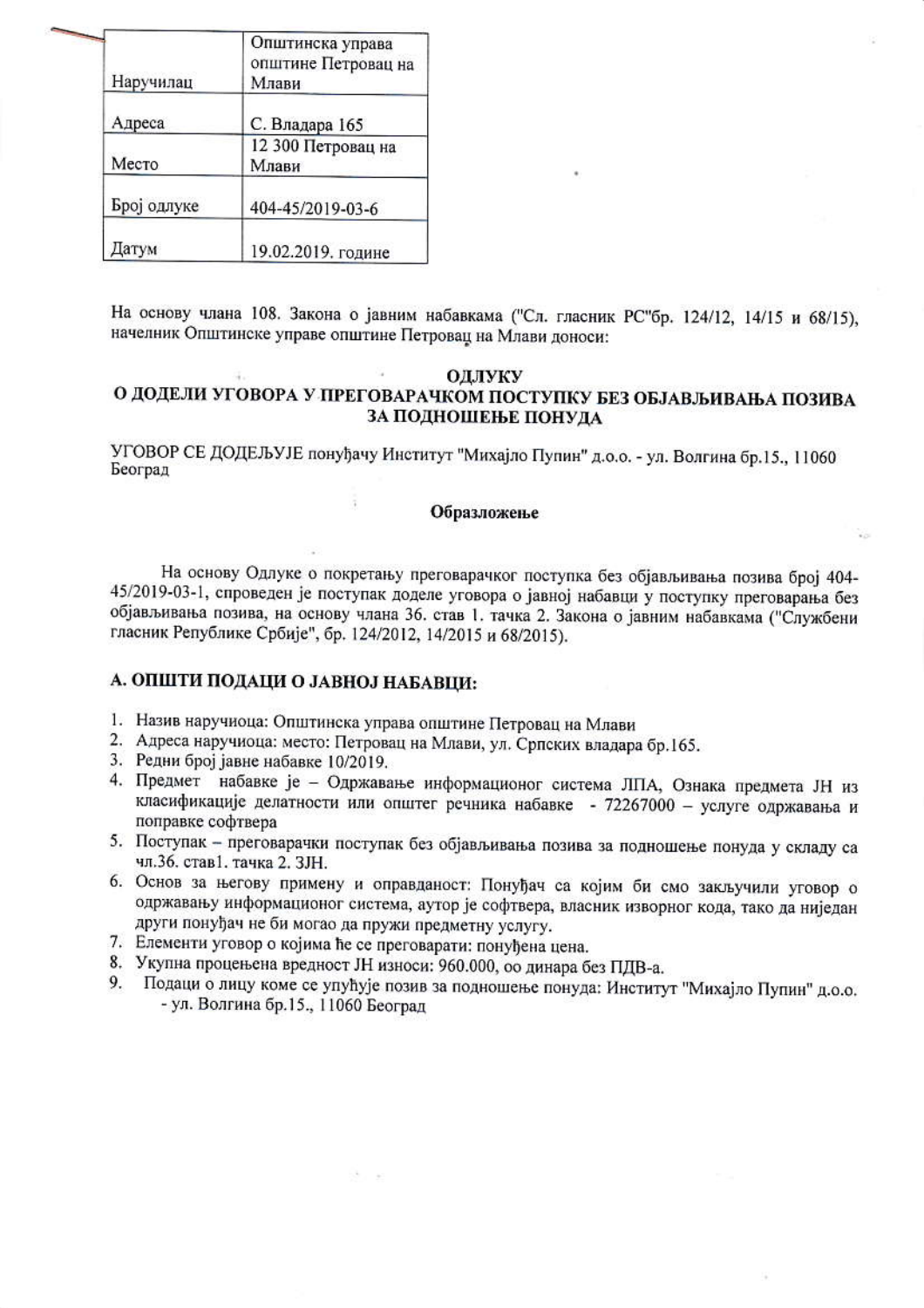| | |
|---|---|
| Наручилац | Општинска управа општине Петровац на Млави |
| Адреса | С. Владара 165 |
| Место | 12 300 Петровац на Млави |
| Број одлуке | 404-45/2019-03-6 |
| Датум | 19.02.2019. године |

На основу члана 108. Закона о јавним набавкама ("Сл. гласник РС"бр. 124/12, 14/15 и 68/15), начелник Општинске управе општине Петровац на Млави доноси:

## ОДЛУКУ
## О ДОДЕЛИ УГОВОРА У ПРЕГОВАРАЧКОМ ПОСТУПКУ БЕЗ ОБЈАВЉИВАЊА ПОЗИВА ЗА ПОДНОШЕЊЕ ПОНУДА

УГОВОР СЕ ДОДЕЉУЈЕ понуђачу Институт "Михајло Пупин" д.о.о. - ул. Волгина бр.15., 11060 Београд

**Образложење**

На основу Одлуке о покретању преговарачког поступка без објављивања позива број 404-45/2019-03-1, спроведен је поступак доделе уговора о јавној набавци у поступку преговарања без објављивања позива, на основу члана 36. став 1. тачка 2. Закона о јавним набавкама ("Службени гласник Републике Србије", бр. 124/2012, 14/2015 и 68/2015).

### А. ОПШТИ ПОДАЦИ О ЈАВНОЈ НАБАВЦИ:

1. Назив наручиоца: Општинска управа општине Петровац на Млави
2. Адреса наручиоца: место: Петровац на Млави, ул. Српских владара бр.165.
3. Редни број јавне набавке 10/2019.
4. Предмет набавке је – Одржавање информационог система ЛПА, Ознака предмета ЈН из класификације делатности или општег речника набавке - 72267000 – услуге одржавања и поправке софтвера
5. Поступак – преговарачки поступак без објављивања позива за подношење понуда у складу са чл.36. став1. тачка 2. ЗЈН.
6. Основ за његову примену и оправданост: Понуђач са којим би смо закључили уговор о одржавању информационог система, аутор је софтвера, власник изворног кода, тако да ниједан други понуђач не би могао да пружи предметну услугу.
7. Елементи уговор о којима ће се преговарати: понуђена цена.
8. Укупна процењена вредност ЈН износи: 960.000, оо динара без ПДВ-а.
9. Подаци о лицу коме се упућује позив за подношење понуда: Институт "Михајло Пупин" д.о.о. - ул. Волгина бр.15., 11060 Београд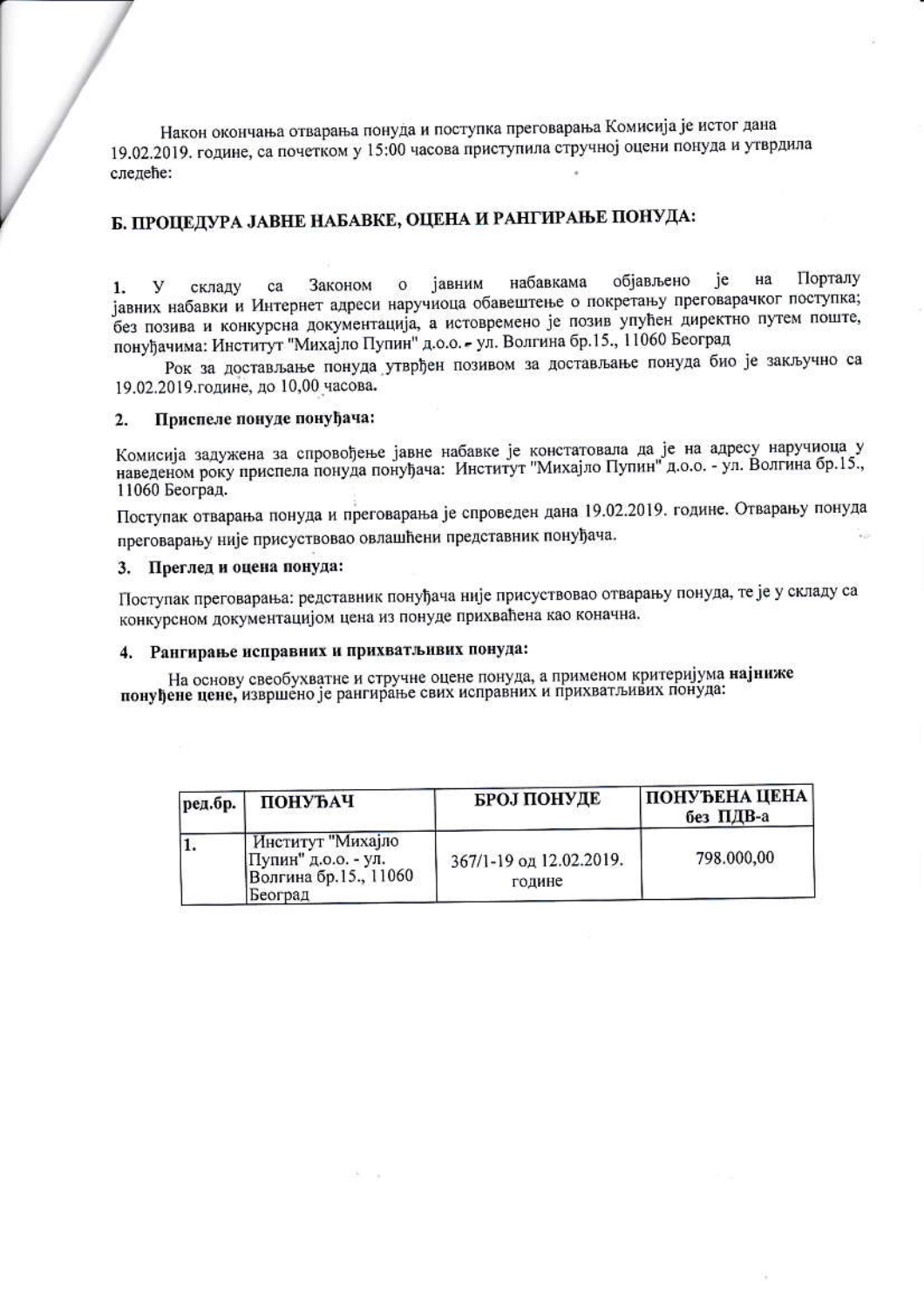Након окончања отварања понуда и поступка преговарања Комисија је истог дана 19.02.2019. године, са почетком у 15:00 часова приступила стручној оцени понуда и утврдила следеће:

## Б. ПРОЦЕДУРА ЈАВНЕ НАБАВКЕ, ОЦЕНА И РАНГИРАЊЕ ПОНУДА:

1. У складу са Законом о јавним набавкама објављено је на Порталу јавних набавки и Интернет адреси наручиоца обавештење о покретању преговарачког поступка; без позива и конкурсна документација, а истовремено је позив упућен директно путем поште, понуђачима: Институт "Михајло Пупин" д.о.о. - ул. Волгина бр.15., 11060 Београд

Рок за достављање понуда утврђен позивом за достављање понуда био је закључно са 19.02.2019.године, до 10,00 часова.

### 2. Приспеле понуде понуђача:

Комисија задужена за спровођење јавне набавке је констатовала да је на адресу наручиоца у наведеном року приспела понуда понуђача: Институт "Михајло Пупин" д.о.о. - ул. Волгина бр.15., 11060 Београд.

Поступак отварања понуда и преговарања је спроведен дана 19.02.2019. године. Отварању понуда преговарању није присуствовао овлашћени представник понуђача.

### 3. Преглед и оцена понуда:

Поступак преговарања: редставник понуђача није присуствовао отварању понуда, те је у складу са конкурсном документацијом цена из понуде прихваћена као коначна.

### 4. Рангирање исправних и прихватљивих понуда:

На основу свеобухватне и стручне оцене понуда, а применом критеријума **најниже понуђене цене,** извршено је рангирање свих исправних и прихватљивих понуда:

| ред.бр. | ПОНУЂАЧ | БРОЈ ПОНУДЕ | ПОНУЂЕНА ЦЕНА без ПДВ-а |
|---|---|---|---|
| 1. | Институт "Михајло Пупин" д.о.о. - ул. Волгина бр.15., 11060 Београд | 367/1-19 од 12.02.2019. године | 798.000,00 |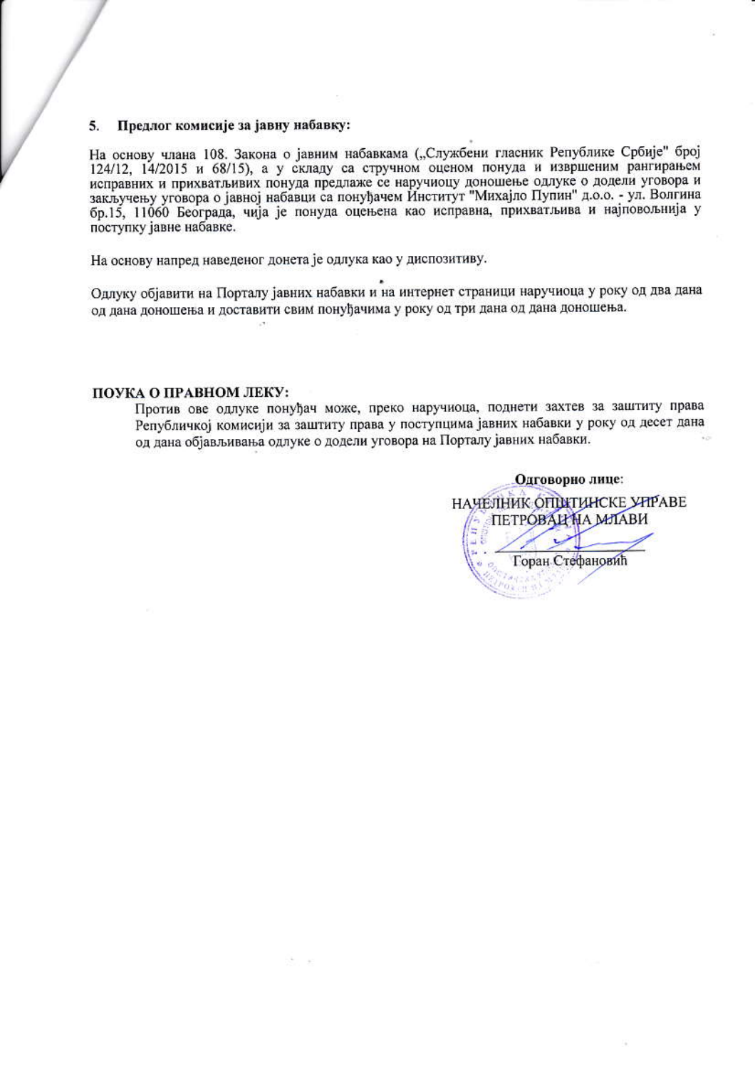## 5. Предлог комисије за јавну набавку:

На основу члана 108. Закона о јавним набавкама („Службени гласник Републике Србије" број 124/12, 14/2015 и 68/15), а у складу са стручном оценом понуда и извршеним рангирањем исправних и прихватљивих понуда предлаже се наручиоцу доношење одлуке о додели уговора и закључењу уговора о јавној набавци са понуђачем Институт "Михајло Пупин" д.о.о. - ул. Волгина бр.15, 11060 Београда, чија је понуда оцењена као исправна, прихватљива и најповољнија у поступку јавне набавке.

На основу напред наведеног донета је одлука као у диспозитиву.

Одлуку објавити на Порталу јавних набавки и на интернет страници наручиоца у року од два дана од дана доношења и доставити свим понуђачима у року од три дана од дана доношења.

**ПОУКА О ПРАВНОМ ЛЕКУ:**

Против ове одлуке понуђач може, преко наручиоца, поднети захтев за заштиту права Републичкој комисији за заштиту права у поступцима јавних набавки у року од десет дана од дана објављивања одлуке о додели уговора на Порталу јавних набавки.

**Одговорно лице**:

НАЧЕЛНИК ОПШТИНСКЕ УПРАВЕ
ПЕТРОВАЦ НА МЛАВИ

Горан Стефановић